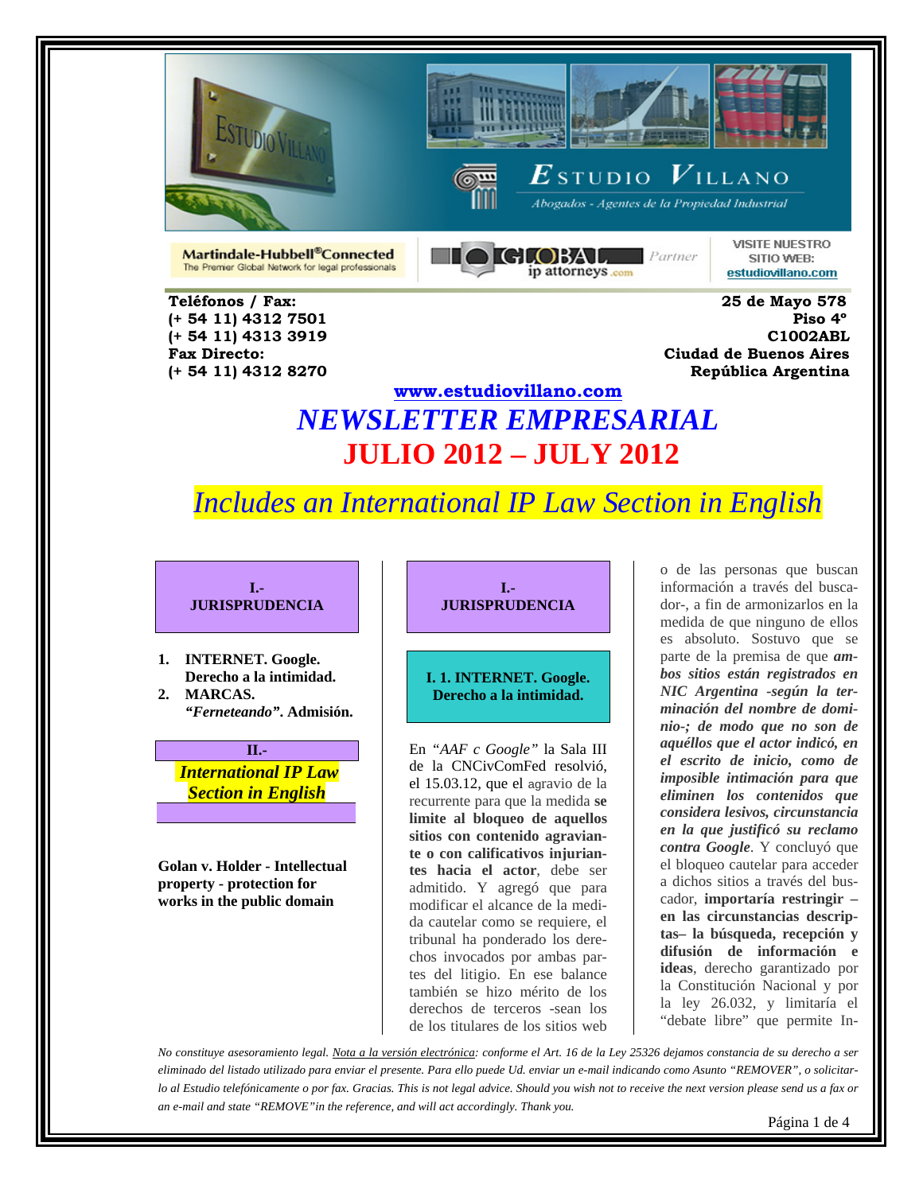Martindale-Hubbell® Connected
The Premier Global Network for legal professionals

GLOBAL ip attorneys .com Partner

VISITE NUESTRO SITIO WEB: estudiovillano.com

**Teléfonos / Fax:**
**(+ 54 11) 4312 7501**
**(+ 54 11) 4313 3919**
**Fax Directo:**
**(+ 54 11) 4312 8270**

**25 de Mayo 578**
**Piso 4º**
**C1002ABL**
**Ciudad de Buenos Aires**
**República Argentina**

**www.estudiovillano.com**

# *NEWSLETTER EMPRESARIAL*

# JULIO 2012 – JULY 2012

## *Includes an International IP Law Section in English*

**I.- JURISPRUDENCIA**

1. **INTERNET. Google. Derecho a la intimidad.**
2. **MARCAS. *"Ferneteando"*. Admisión.**

**II.- *International IP Law Section in English***

**Golan v. Holder - Intellectual property - protection for works in the public domain**

## I.- JURISPRUDENCIA

### I. 1. INTERNET. Google. Derecho a la intimidad.

En *"AAF c Google"* la Sala III de la CNCivComFed resolvió, el 15.03.12, que el agravio de la recurrente para que la medida **se limite al bloqueo de aquellos sitios con contenido agraviante o con calificativos injuriantes hacia el actor**, debe ser admitido. Y agregó que para modificar el alcance de la medida cautelar como se requiere, el tribunal ha ponderado los derechos invocados por ambas partes del litigio. En ese balance también se hizo mérito de los derechos de terceros -sean los de los titulares de los sitios web o de las personas que buscan información a través del buscador-, a fin de armonizarlos en la medida de que ninguno de ellos es absoluto. Sostuvo que se parte de la premisa de que ***ambos sitios están registrados en NIC Argentina -según la terminación del nombre de dominio-; de modo que no son de aquéllos que el actor indicó, en el escrito de inicio, como de imposible intimación para que eliminen los contenidos que considera lesivos, circunstancia en la que justificó su reclamo contra Google***. Y concluyó que el bloqueo cautelar para acceder a dichos sitios a través del buscador, **importaría restringir –en las circunstancias descriptas– la búsqueda, recepción y difusión de información e ideas**, derecho garantizado por la Constitución Nacional y por la ley 26.032, y limitaría el "debate libre" que permite In-

*No constituye asesoramiento legal. Nota a la versión electrónica: conforme el Art. 16 de la Ley 25326 dejamos constancia de su derecho a ser eliminado del listado utilizado para enviar el presente. Para ello puede Ud. enviar un e-mail indicando como Asunto "REMOVER", o solicitarlo al Estudio telefónicamente o por fax. Gracias. This is not legal advice. Should you wish not to receive the next version please send us a fax or an e-mail and state "REMOVE" in the reference, and will act accordingly. Thank you.*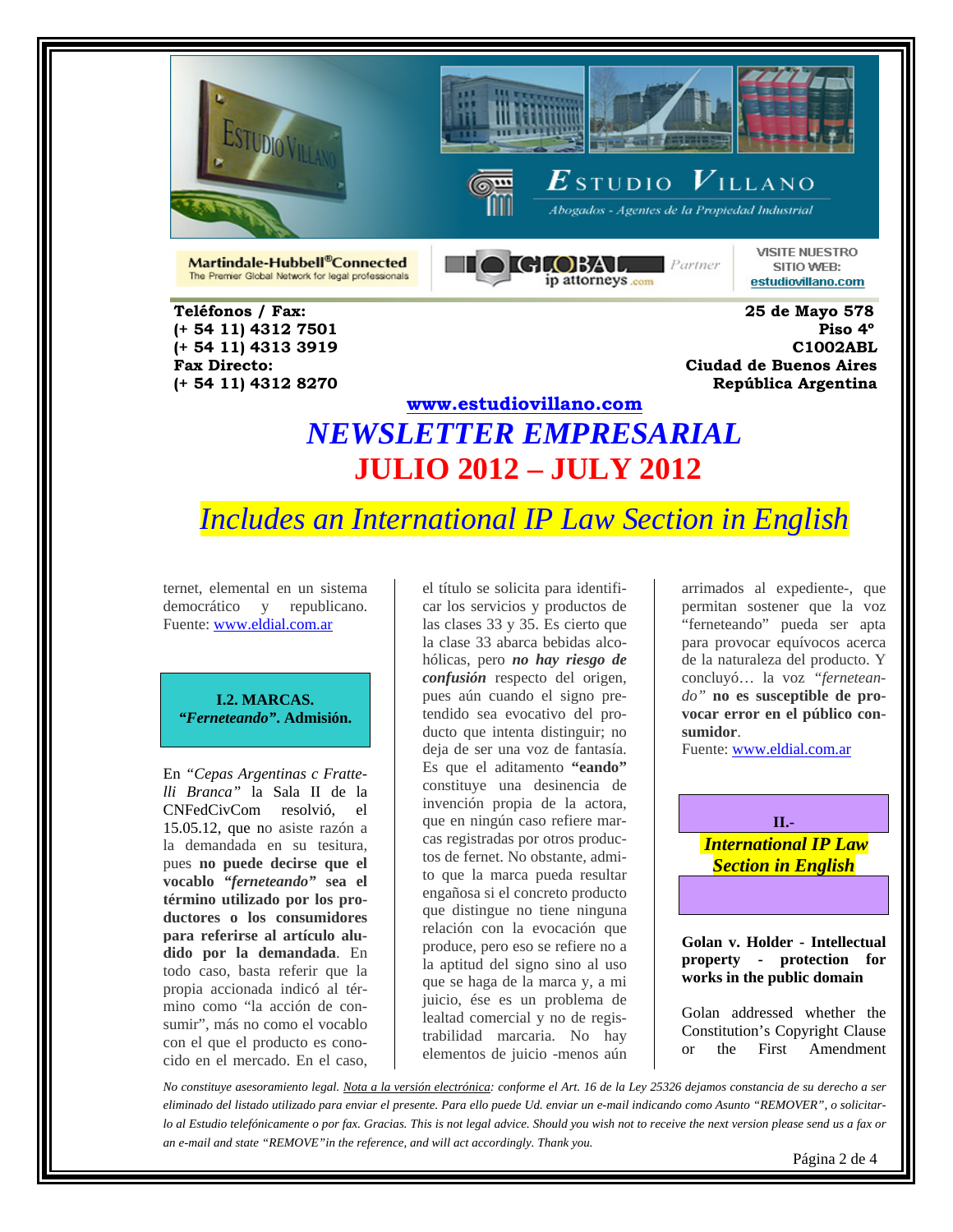Teléfonos / Fax:
(+ 54 11) 4312 7501
(+ 54 11) 4313 3919
Fax Directo:
(+ 54 11) 4312 8270

25 de Mayo 578
Piso 4º
C1002ABL
Ciudad de Buenos Aires
República Argentina

www.estudiovillano.com

# *NEWSLETTER EMPRESARIAL*

# JULIO 2012 – JULY 2012

## *Includes an International IP Law Section in English*

ternet, elemental en un sistema democrático y republicano. Fuente: www.eldial.com.ar

### I.2. MARCAS. *"Ferneteando"*. Admisión.

En *"Cepas Argentinas c Frattelli Branca"* la Sala II de la CNFedCivCom resolvió, el 15.05.12, que no asiste razón a la demandada en su tesitura, pues **no puede decirse que el vocablo *"ferneteando"* sea el término utilizado por los productores o los consumidores para referirse al artículo aludido por la demandada**. En todo caso, basta referir que la propia accionada indicó al término como "la acción de consumir", más no como el vocablo con el que el producto es conocido en el mercado. En el caso, el título se solicita para identificar los servicios y productos de las clases 33 y 35. Es cierto que la clase 33 abarca bebidas alcohólicas, pero ***no hay riesgo de confusión*** respecto del origen, pues aún cuando el signo pretendido sea evocativo del producto que intenta distinguir; no deja de ser una voz de fantasía. Es que el aditamento **"eando"** constituye una desinencia de invención propia de la actora, que en ningún caso refiere marcas registradas por otros productos de fernet. No obstante, admito que la marca pueda resultar engañosa si el concreto producto que distingue no tiene ninguna relación con la evocación que produce, pero eso se refiere no a la aptitud del signo sino al uso que se haga de la marca y, a mi juicio, ése es un problema de lealtad comercial y no de registrabilidad marcaria. No hay elementos de juicio -menos aún arrimados al expediente-, que permitan sostener que la voz "ferneteando" pueda ser apta para provocar equívocos acerca de la naturaleza del producto. Y concluyó… la voz *"ferneteando"* **no es susceptible de provocar error en el público consumidor**.
Fuente: www.eldial.com.ar

## II.- *International IP Law Section in English*

**Golan v. Holder - Intellectual property - protection for works in the public domain**

Golan addressed whether the Constitution's Copyright Clause or the First Amendment

*No constituye asesoramiento legal. Nota a la versión electrónica: conforme el Art. 16 de la Ley 25326 dejamos constancia de su derecho a ser eliminado del listado utilizado para enviar el presente. Para ello puede Ud. enviar un e-mail indicando como Asunto "REMOVER", o solicitarlo al Estudio telefónicamente o por fax. Gracias. This is not legal advice. Should you wish not to receive the next version please send us a fax or an e-mail and state "REMOVE"in the reference, and will act accordingly. Thank you.*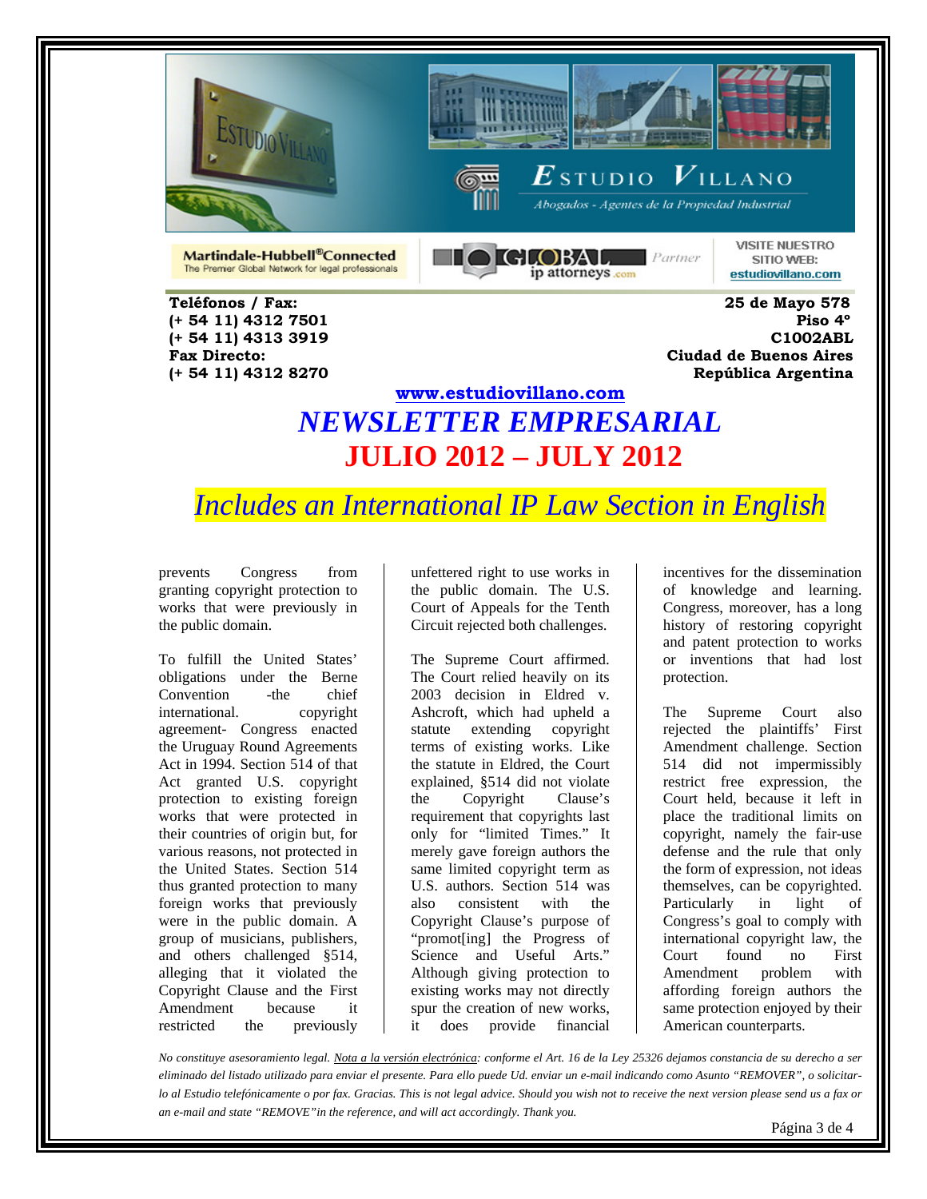Teléfonos / Fax:
(+ 54 11) 4312 7501
(+ 54 11) 4313 3919
Fax Directo:
(+ 54 11) 4312 8270

25 de Mayo 578
Piso 4º
C1002ABL
Ciudad de Buenos Aires
República Argentina

www.estudiovillano.com

# *NEWSLETTER EMPRESARIAL*

# JULIO 2012 – JULY 2012

## *Includes an International IP Law Section in English*

prevents Congress from granting copyright protection to works that were previously in the public domain.

To fulfill the United States' obligations under the Berne Convention -the chief international. copyright agreement- Congress enacted the Uruguay Round Agreements Act in 1994. Section 514 of that Act granted U.S. copyright protection to existing foreign works that were protected in their countries of origin but, for various reasons, not protected in the United States. Section 514 thus granted protection to many foreign works that previously were in the public domain. A group of musicians, publishers, and others challenged §514, alleging that it violated the Copyright Clause and the First Amendment because it restricted the previously unfettered right to use works in the public domain. The U.S. Court of Appeals for the Tenth Circuit rejected both challenges.

The Supreme Court affirmed. The Court relied heavily on its 2003 decision in Eldred v. Ashcroft, which had upheld a statute extending copyright terms of existing works. Like the statute in Eldred, the Court explained, §514 did not violate the Copyright Clause's requirement that copyrights last only for "limited Times." It merely gave foreign authors the same limited copyright term as U.S. authors. Section 514 was also consistent with the Copyright Clause's purpose of "promot[ing] the Progress of Science and Useful Arts." Although giving protection to existing works may not directly spur the creation of new works, it does provide financial incentives for the dissemination of knowledge and learning. Congress, moreover, has a long history of restoring copyright and patent protection to works or inventions that had lost protection.

The Supreme Court also rejected the plaintiffs' First Amendment challenge. Section 514 did not impermissibly restrict free expression, the Court held, because it left in place the traditional limits on copyright, namely the fair-use defense and the rule that only the form of expression, not ideas themselves, can be copyrighted. Particularly in light of Congress's goal to comply with international copyright law, the Court found no First Amendment problem with affording foreign authors the same protection enjoyed by their American counterparts.

*No constituye asesoramiento legal. Nota a la versión electrónica: conforme el Art. 16 de la Ley 25326 dejamos constancia de su derecho a ser eliminado del listado utilizado para enviar el presente. Para ello puede Ud. enviar un e-mail indicando como Asunto "REMOVER", o solicitarlo al Estudio telefónicamente o por fax. Gracias. This is not legal advice. Should you wish not to receive the next version please send us a fax or an e-mail and state "REMOVE"in the reference, and will act accordingly. Thank you.*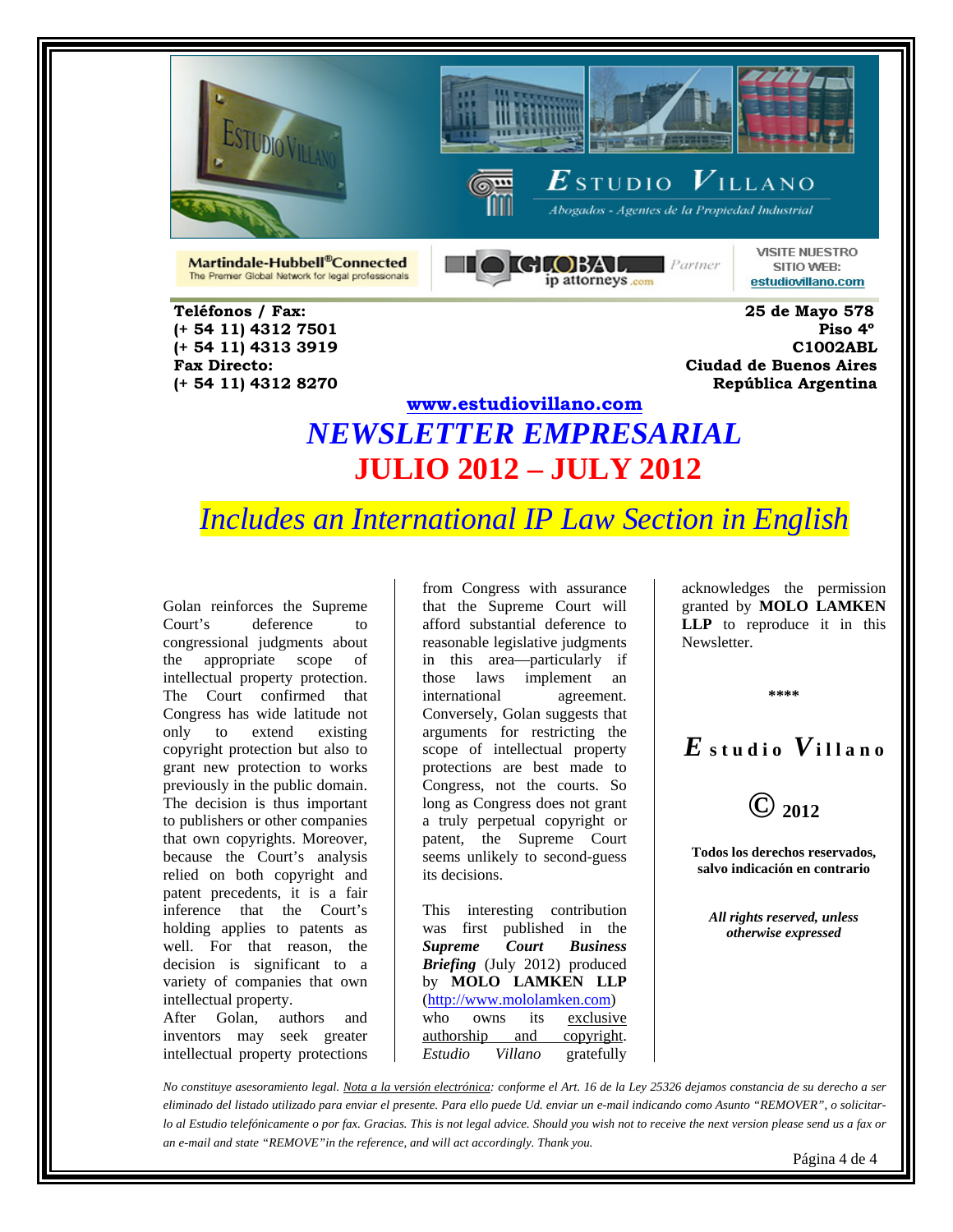Martindale-Hubbell®Connected
The Premier Global Network for legal professionals

GLOBAL ip attorneys.com Partner

VISITE NUESTRO SITIO WEB: estudiovillano.com

**Teléfonos / Fax:**
**(+ 54 11) 4312 7501**
**(+ 54 11) 4313 3919**
**Fax Directo:**
**(+ 54 11) 4312 8270**

**25 de Mayo 578**
**Piso 4º**
**C1002ABL**
**Ciudad de Buenos Aires**
**República Argentina**

**www.estudiovillano.com**

# *NEWSLETTER EMPRESARIAL*

# JULIO 2012 – JULY 2012

*Includes an International IP Law Section in English*

Golan reinforces the Supreme Court's deference to congressional judgments about the appropriate scope of intellectual property protection. The Court confirmed that Congress has wide latitude not only to extend existing copyright protection but also to grant new protection to works previously in the public domain. The decision is thus important to publishers or other companies that own copyrights. Moreover, because the Court's analysis relied on both copyright and patent precedents, it is a fair inference that the Court's holding applies to patents as well. For that reason, the decision is significant to a variety of companies that own intellectual property.

After Golan, authors and inventors may seek greater intellectual property protections from Congress with assurance that the Supreme Court will afford substantial deference to reasonable legislative judgments in this area—particularly if those laws implement an international agreement. Conversely, Golan suggests that arguments for restricting the scope of intellectual property protections are best made to Congress, not the courts. So long as Congress does not grant a truly perpetual copyright or patent, the Supreme Court seems unlikely to second-guess its decisions.

This interesting contribution was first published in the ***Supreme Court Business Briefing*** (July 2012) produced by **MOLO LAMKEN LLP** (http://www.mololamken.com) who owns its exclusive authorship and copyright. *Estudio Villano* gratefully acknowledges the permission granted by **MOLO LAMKEN LLP** to reproduce it in this Newsletter.

\*\*\*\*

*E s t u d i o V i l l a n o*

**© 2012**

**Todos los derechos reservados, salvo indicación en contrario**

***All rights reserved, unless otherwise expressed***

*No constituye asesoramiento legal. Nota a la versión electrónica: conforme el Art. 16 de la Ley 25326 dejamos constancia de su derecho a ser eliminado del listado utilizado para enviar el presente. Para ello puede Ud. enviar un e-mail indicando como Asunto "REMOVER", o solicitarlo al Estudio telefónicamente o por fax. Gracias. This is not legal advice. Should you wish not to receive the next version please send us a fax or an e-mail and state "REMOVE" in the reference, and will act accordingly. Thank you.*